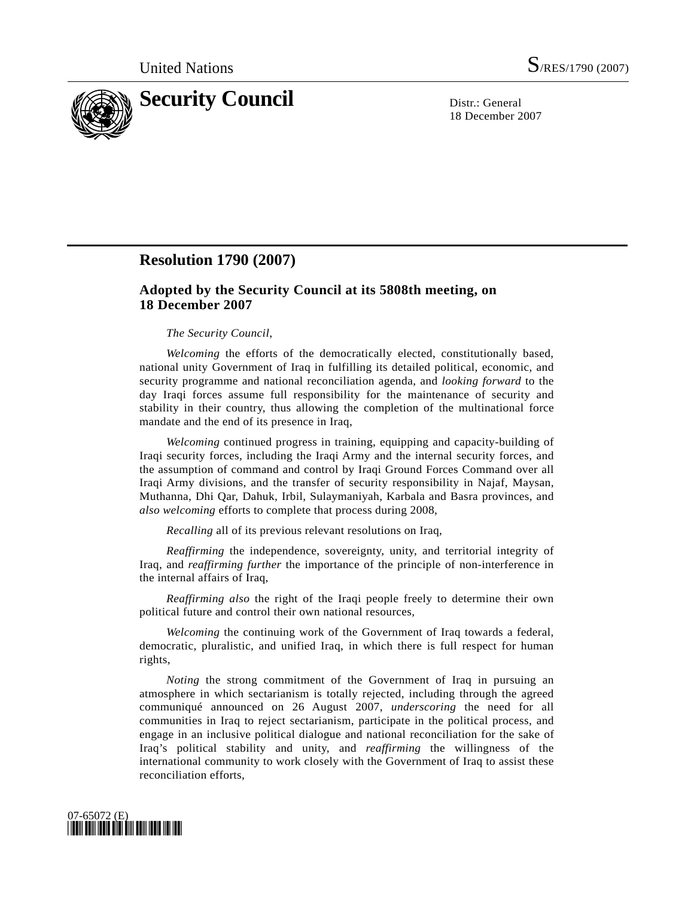United Nations S/RES/1790 (2007)

# Security Council

Distr.: General
18 December 2007

## Resolution 1790 (2007)

### Adopted by the Security Council at its 5808th meeting, on 18 December 2007

*The Security Council*,

*Welcoming* the efforts of the democratically elected, constitutionally based, national unity Government of Iraq in fulfilling its detailed political, economic, and security programme and national reconciliation agenda, and *looking forward* to the day Iraqi forces assume full responsibility for the maintenance of security and stability in their country, thus allowing the completion of the multinational force mandate and the end of its presence in Iraq,

*Welcoming* continued progress in training, equipping and capacity-building of Iraqi security forces, including the Iraqi Army and the internal security forces, and the assumption of command and control by Iraqi Ground Forces Command over all Iraqi Army divisions, and the transfer of security responsibility in Najaf, Maysan, Muthanna, Dhi Qar, Dahuk, Irbil, Sulaymaniyah, Karbala and Basra provinces, and *also welcoming* efforts to complete that process during 2008,

*Recalling* all of its previous relevant resolutions on Iraq,

*Reaffirming* the independence, sovereignty, unity, and territorial integrity of Iraq, and *reaffirming further* the importance of the principle of non-interference in the internal affairs of Iraq,

*Reaffirming also* the right of the Iraqi people freely to determine their own political future and control their own national resources,

*Welcoming* the continuing work of the Government of Iraq towards a federal, democratic, pluralistic, and unified Iraq, in which there is full respect for human rights,

*Noting* the strong commitment of the Government of Iraq in pursuing an atmosphere in which sectarianism is totally rejected, including through the agreed communiqué announced on 26 August 2007, *underscoring* the need for all communities in Iraq to reject sectarianism, participate in the political process, and engage in an inclusive political dialogue and national reconciliation for the sake of Iraq's political stability and unity, and *reaffirming* the willingness of the international community to work closely with the Government of Iraq to assist these reconciliation efforts,

07-65072 (E)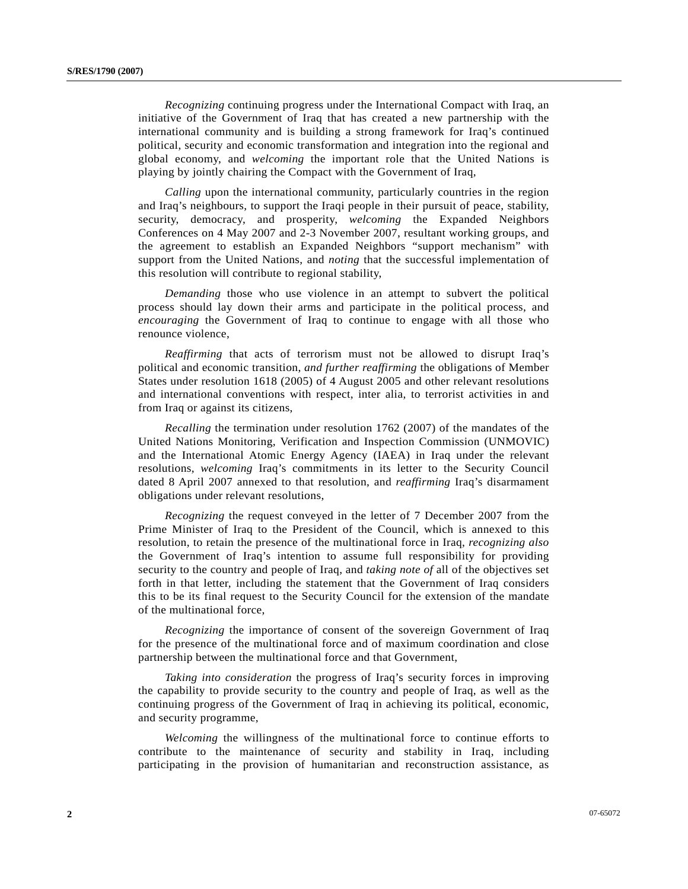*Recognizing* continuing progress under the International Compact with Iraq, an initiative of the Government of Iraq that has created a new partnership with the international community and is building a strong framework for Iraq's continued political, security and economic transformation and integration into the regional and global economy, and *welcoming* the important role that the United Nations is playing by jointly chairing the Compact with the Government of Iraq,

*Calling* upon the international community, particularly countries in the region and Iraq's neighbours, to support the Iraqi people in their pursuit of peace, stability, security, democracy, and prosperity, *welcoming* the Expanded Neighbors Conferences on 4 May 2007 and 2-3 November 2007, resultant working groups, and the agreement to establish an Expanded Neighbors "support mechanism" with support from the United Nations, and *noting* that the successful implementation of this resolution will contribute to regional stability,

*Demanding* those who use violence in an attempt to subvert the political process should lay down their arms and participate in the political process, and *encouraging* the Government of Iraq to continue to engage with all those who renounce violence,

*Reaffirming* that acts of terrorism must not be allowed to disrupt Iraq's political and economic transition, *and further reaffirming* the obligations of Member States under resolution 1618 (2005) of 4 August 2005 and other relevant resolutions and international conventions with respect, inter alia, to terrorist activities in and from Iraq or against its citizens,

*Recalling* the termination under resolution 1762 (2007) of the mandates of the United Nations Monitoring, Verification and Inspection Commission (UNMOVIC) and the International Atomic Energy Agency (IAEA) in Iraq under the relevant resolutions, *welcoming* Iraq's commitments in its letter to the Security Council dated 8 April 2007 annexed to that resolution, and *reaffirming* Iraq's disarmament obligations under relevant resolutions,

*Recognizing* the request conveyed in the letter of 7 December 2007 from the Prime Minister of Iraq to the President of the Council, which is annexed to this resolution, to retain the presence of the multinational force in Iraq, *recognizing also* the Government of Iraq's intention to assume full responsibility for providing security to the country and people of Iraq, and *taking note of* all of the objectives set forth in that letter, including the statement that the Government of Iraq considers this to be its final request to the Security Council for the extension of the mandate of the multinational force,

*Recognizing* the importance of consent of the sovereign Government of Iraq for the presence of the multinational force and of maximum coordination and close partnership between the multinational force and that Government,

*Taking into consideration* the progress of Iraq's security forces in improving the capability to provide security to the country and people of Iraq, as well as the continuing progress of the Government of Iraq in achieving its political, economic, and security programme,

*Welcoming* the willingness of the multinational force to continue efforts to contribute to the maintenance of security and stability in Iraq, including participating in the provision of humanitarian and reconstruction assistance, as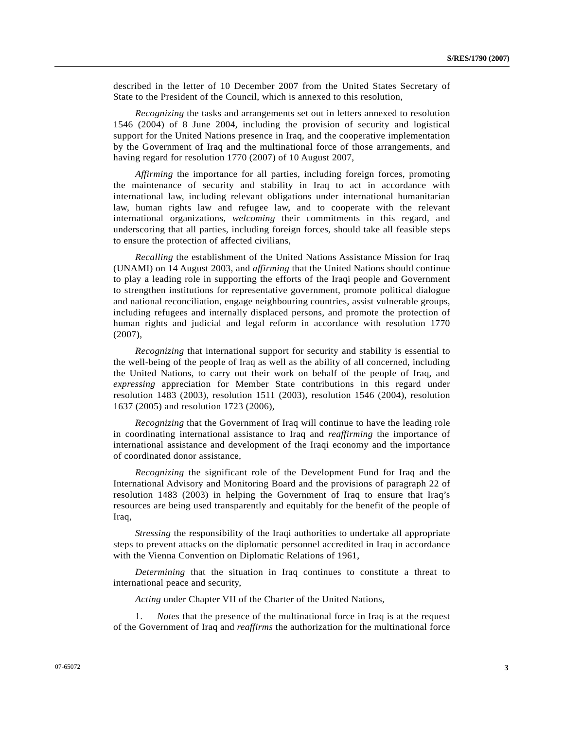described in the letter of 10 December 2007 from the United States Secretary of State to the President of the Council, which is annexed to this resolution,

*Recognizing* the tasks and arrangements set out in letters annexed to resolution 1546 (2004) of 8 June 2004, including the provision of security and logistical support for the United Nations presence in Iraq, and the cooperative implementation by the Government of Iraq and the multinational force of those arrangements, and having regard for resolution 1770 (2007) of 10 August 2007,

*Affirming* the importance for all parties, including foreign forces, promoting the maintenance of security and stability in Iraq to act in accordance with international law, including relevant obligations under international humanitarian law, human rights law and refugee law, and to cooperate with the relevant international organizations, *welcoming* their commitments in this regard, and underscoring that all parties, including foreign forces, should take all feasible steps to ensure the protection of affected civilians,

*Recalling* the establishment of the United Nations Assistance Mission for Iraq (UNAMI) on 14 August 2003, and *affirming* that the United Nations should continue to play a leading role in supporting the efforts of the Iraqi people and Government to strengthen institutions for representative government, promote political dialogue and national reconciliation, engage neighbouring countries, assist vulnerable groups, including refugees and internally displaced persons, and promote the protection of human rights and judicial and legal reform in accordance with resolution 1770 (2007),

*Recognizing* that international support for security and stability is essential to the well-being of the people of Iraq as well as the ability of all concerned, including the United Nations, to carry out their work on behalf of the people of Iraq, and *expressing* appreciation for Member State contributions in this regard under resolution 1483 (2003), resolution 1511 (2003), resolution 1546 (2004), resolution 1637 (2005) and resolution 1723 (2006),

*Recognizing* that the Government of Iraq will continue to have the leading role in coordinating international assistance to Iraq and *reaffirming* the importance of international assistance and development of the Iraqi economy and the importance of coordinated donor assistance,

*Recognizing* the significant role of the Development Fund for Iraq and the International Advisory and Monitoring Board and the provisions of paragraph 22 of resolution 1483 (2003) in helping the Government of Iraq to ensure that Iraq's resources are being used transparently and equitably for the benefit of the people of Iraq,

*Stressing* the responsibility of the Iraqi authorities to undertake all appropriate steps to prevent attacks on the diplomatic personnel accredited in Iraq in accordance with the Vienna Convention on Diplomatic Relations of 1961,

*Determining* that the situation in Iraq continues to constitute a threat to international peace and security,

*Acting* under Chapter VII of the Charter of the United Nations,

1. *Notes* that the presence of the multinational force in Iraq is at the request of the Government of Iraq and *reaffirms* the authorization for the multinational force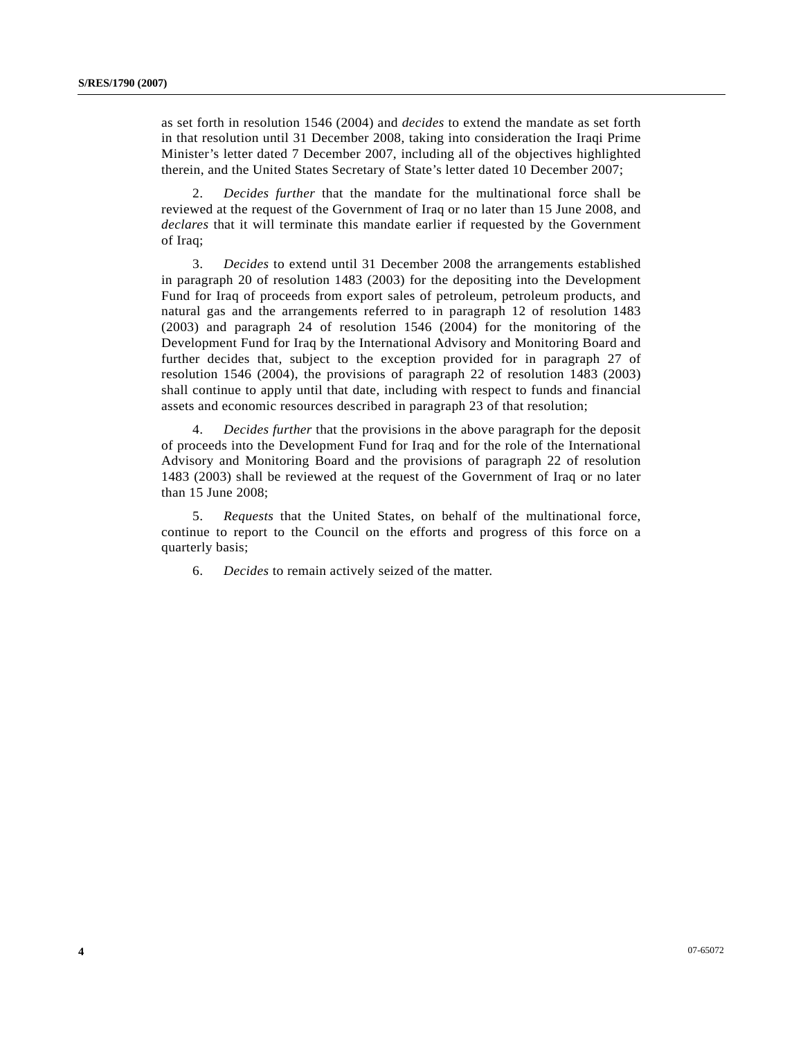as set forth in resolution 1546 (2004) and *decides* to extend the mandate as set forth in that resolution until 31 December 2008, taking into consideration the Iraqi Prime Minister's letter dated 7 December 2007, including all of the objectives highlighted therein, and the United States Secretary of State's letter dated 10 December 2007;

2. *Decides further* that the mandate for the multinational force shall be reviewed at the request of the Government of Iraq or no later than 15 June 2008, and *declares* that it will terminate this mandate earlier if requested by the Government of Iraq;

3. *Decides* to extend until 31 December 2008 the arrangements established in paragraph 20 of resolution 1483 (2003) for the depositing into the Development Fund for Iraq of proceeds from export sales of petroleum, petroleum products, and natural gas and the arrangements referred to in paragraph 12 of resolution 1483 (2003) and paragraph 24 of resolution 1546 (2004) for the monitoring of the Development Fund for Iraq by the International Advisory and Monitoring Board and further decides that, subject to the exception provided for in paragraph 27 of resolution 1546 (2004), the provisions of paragraph 22 of resolution 1483 (2003) shall continue to apply until that date, including with respect to funds and financial assets and economic resources described in paragraph 23 of that resolution;

4. *Decides further* that the provisions in the above paragraph for the deposit of proceeds into the Development Fund for Iraq and for the role of the International Advisory and Monitoring Board and the provisions of paragraph 22 of resolution 1483 (2003) shall be reviewed at the request of the Government of Iraq or no later than 15 June 2008;

5. *Requests* that the United States, on behalf of the multinational force, continue to report to the Council on the efforts and progress of this force on a quarterly basis;

6. *Decides* to remain actively seized of the matter.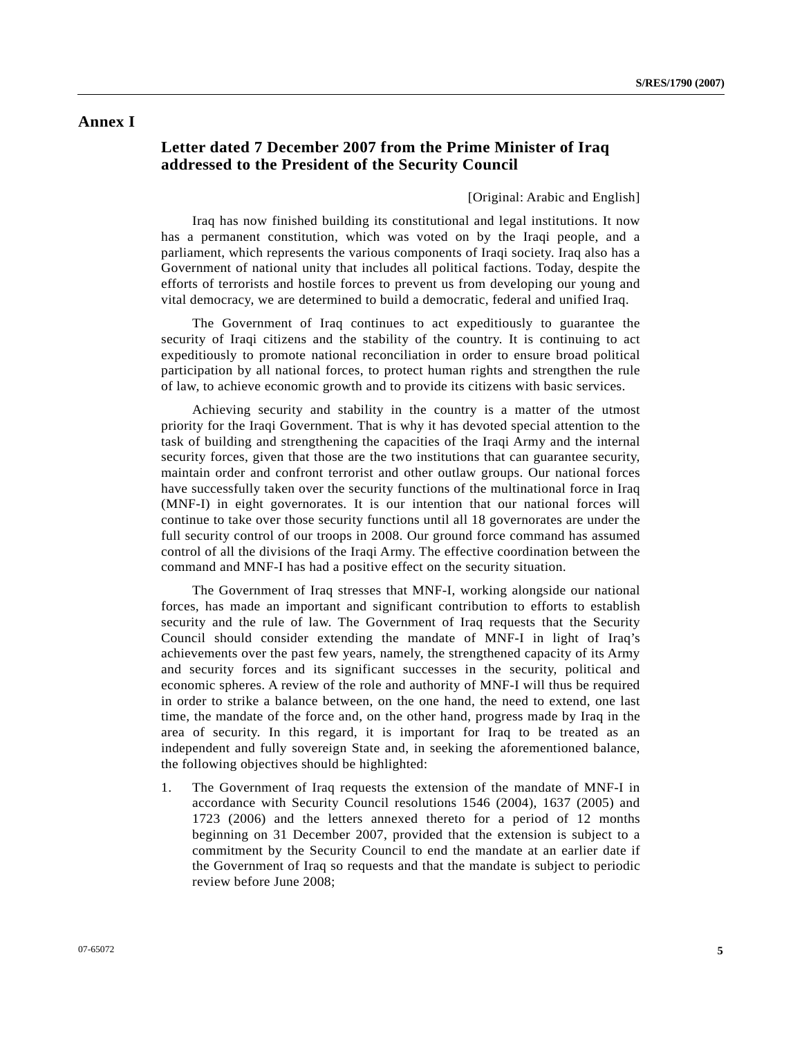## Annex I

### Letter dated 7 December 2007 from the Prime Minister of Iraq addressed to the President of the Security Council

[Original: Arabic and English]

Iraq has now finished building its constitutional and legal institutions. It now has a permanent constitution, which was voted on by the Iraqi people, and a parliament, which represents the various components of Iraqi society. Iraq also has a Government of national unity that includes all political factions. Today, despite the efforts of terrorists and hostile forces to prevent us from developing our young and vital democracy, we are determined to build a democratic, federal and unified Iraq.

The Government of Iraq continues to act expeditiously to guarantee the security of Iraqi citizens and the stability of the country. It is continuing to act expeditiously to promote national reconciliation in order to ensure broad political participation by all national forces, to protect human rights and strengthen the rule of law, to achieve economic growth and to provide its citizens with basic services.

Achieving security and stability in the country is a matter of the utmost priority for the Iraqi Government. That is why it has devoted special attention to the task of building and strengthening the capacities of the Iraqi Army and the internal security forces, given that those are the two institutions that can guarantee security, maintain order and confront terrorist and other outlaw groups. Our national forces have successfully taken over the security functions of the multinational force in Iraq (MNF-I) in eight governorates. It is our intention that our national forces will continue to take over those security functions until all 18 governorates are under the full security control of our troops in 2008. Our ground force command has assumed control of all the divisions of the Iraqi Army. The effective coordination between the command and MNF-I has had a positive effect on the security situation.

The Government of Iraq stresses that MNF-I, working alongside our national forces, has made an important and significant contribution to efforts to establish security and the rule of law. The Government of Iraq requests that the Security Council should consider extending the mandate of MNF-I in light of Iraq's achievements over the past few years, namely, the strengthened capacity of its Army and security forces and its significant successes in the security, political and economic spheres. A review of the role and authority of MNF-I will thus be required in order to strike a balance between, on the one hand, the need to extend, one last time, the mandate of the force and, on the other hand, progress made by Iraq in the area of security. In this regard, it is important for Iraq to be treated as an independent and fully sovereign State and, in seeking the aforementioned balance, the following objectives should be highlighted:

1. The Government of Iraq requests the extension of the mandate of MNF-I in accordance with Security Council resolutions 1546 (2004), 1637 (2005) and 1723 (2006) and the letters annexed thereto for a period of 12 months beginning on 31 December 2007, provided that the extension is subject to a commitment by the Security Council to end the mandate at an earlier date if the Government of Iraq so requests and that the mandate is subject to periodic review before June 2008;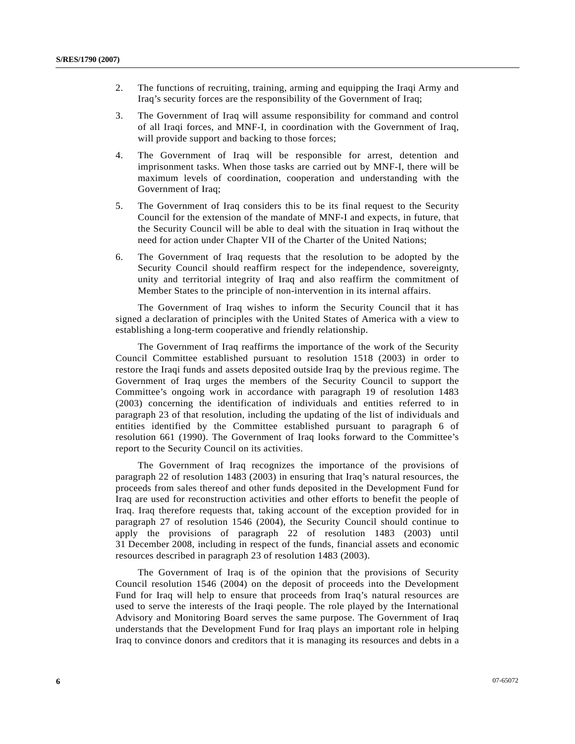2. The functions of recruiting, training, arming and equipping the Iraqi Army and Iraq's security forces are the responsibility of the Government of Iraq;

3. The Government of Iraq will assume responsibility for command and control of all Iraqi forces, and MNF-I, in coordination with the Government of Iraq, will provide support and backing to those forces;

4. The Government of Iraq will be responsible for arrest, detention and imprisonment tasks. When those tasks are carried out by MNF-I, there will be maximum levels of coordination, cooperation and understanding with the Government of Iraq;

5. The Government of Iraq considers this to be its final request to the Security Council for the extension of the mandate of MNF-I and expects, in future, that the Security Council will be able to deal with the situation in Iraq without the need for action under Chapter VII of the Charter of the United Nations;

6. The Government of Iraq requests that the resolution to be adopted by the Security Council should reaffirm respect for the independence, sovereignty, unity and territorial integrity of Iraq and also reaffirm the commitment of Member States to the principle of non-intervention in its internal affairs.

The Government of Iraq wishes to inform the Security Council that it has signed a declaration of principles with the United States of America with a view to establishing a long-term cooperative and friendly relationship.

The Government of Iraq reaffirms the importance of the work of the Security Council Committee established pursuant to resolution 1518 (2003) in order to restore the Iraqi funds and assets deposited outside Iraq by the previous regime. The Government of Iraq urges the members of the Security Council to support the Committee's ongoing work in accordance with paragraph 19 of resolution 1483 (2003) concerning the identification of individuals and entities referred to in paragraph 23 of that resolution, including the updating of the list of individuals and entities identified by the Committee established pursuant to paragraph 6 of resolution 661 (1990). The Government of Iraq looks forward to the Committee's report to the Security Council on its activities.

The Government of Iraq recognizes the importance of the provisions of paragraph 22 of resolution 1483 (2003) in ensuring that Iraq's natural resources, the proceeds from sales thereof and other funds deposited in the Development Fund for Iraq are used for reconstruction activities and other efforts to benefit the people of Iraq. Iraq therefore requests that, taking account of the exception provided for in paragraph 27 of resolution 1546 (2004), the Security Council should continue to apply the provisions of paragraph 22 of resolution 1483 (2003) until 31 December 2008, including in respect of the funds, financial assets and economic resources described in paragraph 23 of resolution 1483 (2003).

The Government of Iraq is of the opinion that the provisions of Security Council resolution 1546 (2004) on the deposit of proceeds into the Development Fund for Iraq will help to ensure that proceeds from Iraq's natural resources are used to serve the interests of the Iraqi people. The role played by the International Advisory and Monitoring Board serves the same purpose. The Government of Iraq understands that the Development Fund for Iraq plays an important role in helping Iraq to convince donors and creditors that it is managing its resources and debts in a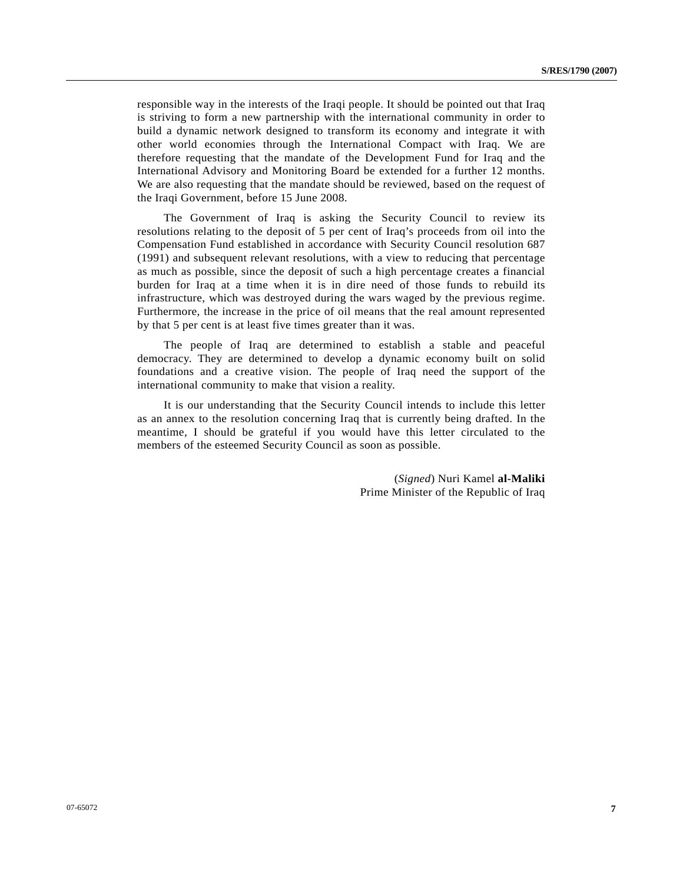responsible way in the interests of the Iraqi people. It should be pointed out that Iraq is striving to form a new partnership with the international community in order to build a dynamic network designed to transform its economy and integrate it with other world economies through the International Compact with Iraq. We are therefore requesting that the mandate of the Development Fund for Iraq and the International Advisory and Monitoring Board be extended for a further 12 months. We are also requesting that the mandate should be reviewed, based on the request of the Iraqi Government, before 15 June 2008.

The Government of Iraq is asking the Security Council to review its resolutions relating to the deposit of 5 per cent of Iraq's proceeds from oil into the Compensation Fund established in accordance with Security Council resolution 687 (1991) and subsequent relevant resolutions, with a view to reducing that percentage as much as possible, since the deposit of such a high percentage creates a financial burden for Iraq at a time when it is in dire need of those funds to rebuild its infrastructure, which was destroyed during the wars waged by the previous regime. Furthermore, the increase in the price of oil means that the real amount represented by that 5 per cent is at least five times greater than it was.

The people of Iraq are determined to establish a stable and peaceful democracy. They are determined to develop a dynamic economy built on solid foundations and a creative vision. The people of Iraq need the support of the international community to make that vision a reality.

It is our understanding that the Security Council intends to include this letter as an annex to the resolution concerning Iraq that is currently being drafted. In the meantime, I should be grateful if you would have this letter circulated to the members of the esteemed Security Council as soon as possible.

(*Signed*) Nuri Kamel **al-Maliki**
Prime Minister of the Republic of Iraq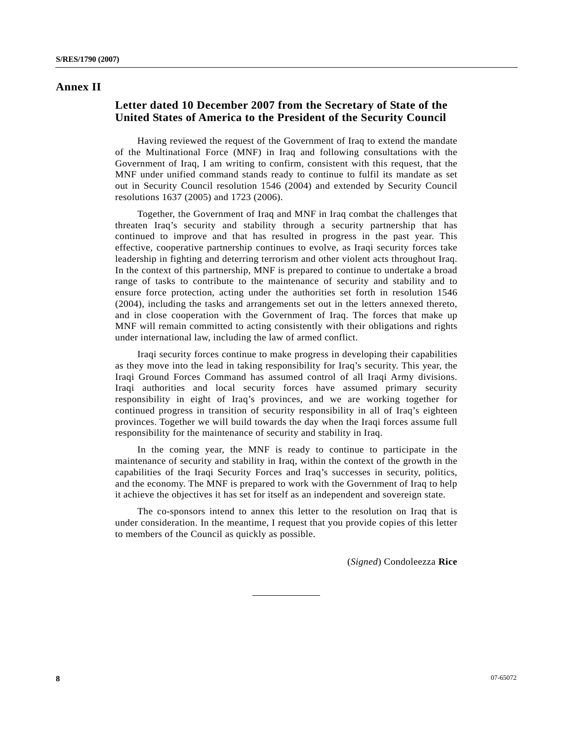## Annex II

### Letter dated 10 December 2007 from the Secretary of State of the United States of America to the President of the Security Council

Having reviewed the request of the Government of Iraq to extend the mandate of the Multinational Force (MNF) in Iraq and following consultations with the Government of Iraq, I am writing to confirm, consistent with this request, that the MNF under unified command stands ready to continue to fulfil its mandate as set out in Security Council resolution 1546 (2004) and extended by Security Council resolutions 1637 (2005) and 1723 (2006).

Together, the Government of Iraq and MNF in Iraq combat the challenges that threaten Iraq's security and stability through a security partnership that has continued to improve and that has resulted in progress in the past year. This effective, cooperative partnership continues to evolve, as Iraqi security forces take leadership in fighting and deterring terrorism and other violent acts throughout Iraq. In the context of this partnership, MNF is prepared to continue to undertake a broad range of tasks to contribute to the maintenance of security and stability and to ensure force protection, acting under the authorities set forth in resolution 1546 (2004), including the tasks and arrangements set out in the letters annexed thereto, and in close cooperation with the Government of Iraq. The forces that make up MNF will remain committed to acting consistently with their obligations and rights under international law, including the law of armed conflict.

Iraqi security forces continue to make progress in developing their capabilities as they move into the lead in taking responsibility for Iraq's security. This year, the Iraqi Ground Forces Command has assumed control of all Iraqi Army divisions. Iraqi authorities and local security forces have assumed primary security responsibility in eight of Iraq's provinces, and we are working together for continued progress in transition of security responsibility in all of Iraq's eighteen provinces. Together we will build towards the day when the Iraqi forces assume full responsibility for the maintenance of security and stability in Iraq.

In the coming year, the MNF is ready to continue to participate in the maintenance of security and stability in Iraq, within the context of the growth in the capabilities of the Iraqi Security Forces and Iraq's successes in security, politics, and the economy. The MNF is prepared to work with the Government of Iraq to help it achieve the objectives it has set for itself as an independent and sovereign state.

The co-sponsors intend to annex this letter to the resolution on Iraq that is under consideration. In the meantime, I request that you provide copies of this letter to members of the Council as quickly as possible.

(*Signed*) Condoleezza **Rice**